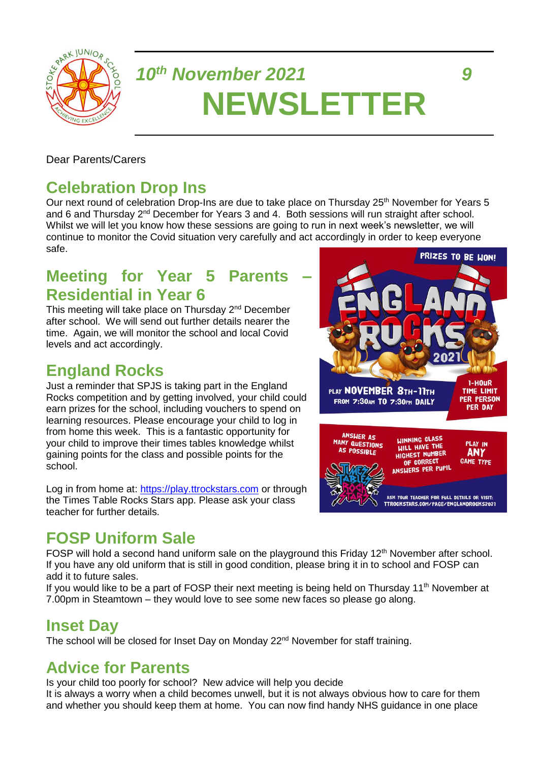# 10th November 2021 9

# NEWSLETTER

Dear Parents/Carers

## Celebration Drop Ins

Our next round of celebration Drop-Ins are due to take place on Thursday 25th November for Years 5 and 6 and Thursday 2nd December for Years 3 and 4. Both sessions will run straight after school. Whilst we will let you know how these sessions are going to run in next week's newsletter, we will continue to monitor the Covid situation very carefully and act accordingly in order to keep everyone safe.

## Meeting for Year 5 Parents – Residential in Year 6

This meeting will take place on Thursday 2nd December after school. We will send out further details nearer the time. Again, we will monitor the school and local Covid levels and act accordingly.

## England Rocks

Just a reminder that SPJS is taking part in the England Rocks competition and by getting involved, your child could earn prizes for the school, including vouchers to spend on learning resources. Please encourage your child to log in from home this week. This is a fantastic opportunity for your child to improve their times tables knowledge whilst gaining points for the class and possible points for the school.

Log in from home at: https://play.ttrockstars.com or through the Times Table Rocks Stars app. Please ask your class teacher for further details.

## FOSP Uniform Sale

FOSP will hold a second hand uniform sale on the playground this Friday 12th November after school. If you have any old uniform that is still in good condition, please bring it in to school and FOSP can add it to future sales.

If you would like to be a part of FOSP their next meeting is being held on Thursday 11th November at 7.00pm in Steamtown – they would love to see some new faces so please go along.

## Inset Day

The school will be closed for Inset Day on Monday 22nd November for staff training.

## Advice for Parents

Is your child too poorly for school? New advice will help you decide

It is always a worry when a child becomes unwell, but it is not always obvious how to care for them and whether you should keep them at home. You can now find handy NHS guidance in one place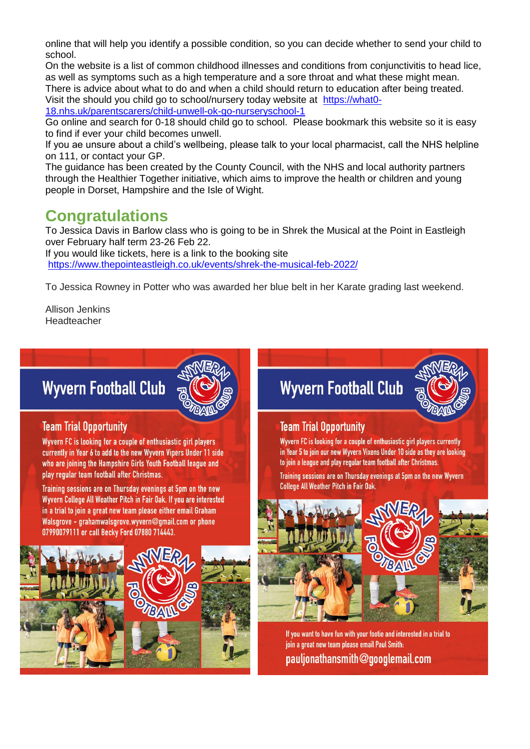online that will help you identify a possible condition, so you can decide whether to send your child to school.
On the website is a list of common childhood illnesses and conditions from conjunctivitis to head lice, as well as symptoms such as a high temperature and a sore throat and what these might mean.
There is advice about what to do and when a child should return to education after being treated.
Visit the should you child go to school/nursery today website at https://what0-18.nhs.uk/parentscarers/child-unwell-ok-go-nurseryschool-1
Go online and search for 0-18 should child go to school. Please bookmark this website so it is easy to find if ever your child becomes unwell.
If you ae unsure about a child's wellbeing, please talk to your local pharmacist, call the NHS helpline on 111, or contact your GP.
The guidance has been created by the County Council, with the NHS and local authority partners through the Healthier Together initiative, which aims to improve the health or children and young people in Dorset, Hampshire and the Isle of Wight.

## Congratulations

To Jessica Davis in Barlow class who is going to be in Shrek the Musical at the Point in Eastleigh over February half term 23-26 Feb 22.
If you would like tickets, here is a link to the booking site
https://www.thepointeastleigh.co.uk/events/shrek-the-musical-feb-2022/

To Jessica Rowney in Potter who was awarded her blue belt in her Karate grading last weekend.

Allison Jenkins
Headteacher

## Wyvern Football Club

### Team Trial Opportunity

Wyvern FC is looking for a couple of enthusiastic girl players currently in Year 6 to add to the new Wyvern Vipers Under 11 side who are joining the Hampshire Girls Youth Football league and play regular team football after Christmas.

Training sessions are on Thursday evenings at 5pm on the new Wyvern College All Weather Pitch in Fair Oak. If you are interested in a trial to join a great new team please either email Graham Walsgrove - grahamwalsgrove.wyvern@gmail.com or phone 07990079111 or call Becky Ford 07880 714443.

## Wyvern Football Club

### Team Trial Opportunity

Wyvern FC is looking for a couple of enthusiastic girl players currently in Year 5 to join our new Wyvern Vixens Under 10 side as they are looking to join a league and play regular team football after Christmas.

Training sessions are on Thursday evenings at 5pm on the new Wyvern College All Weather Pitch in Fair Oak.

If you want to have fun with your footie and interested in a trial to join a great new team please email Paul Smith:
pauljonathansmith@googlemail.com